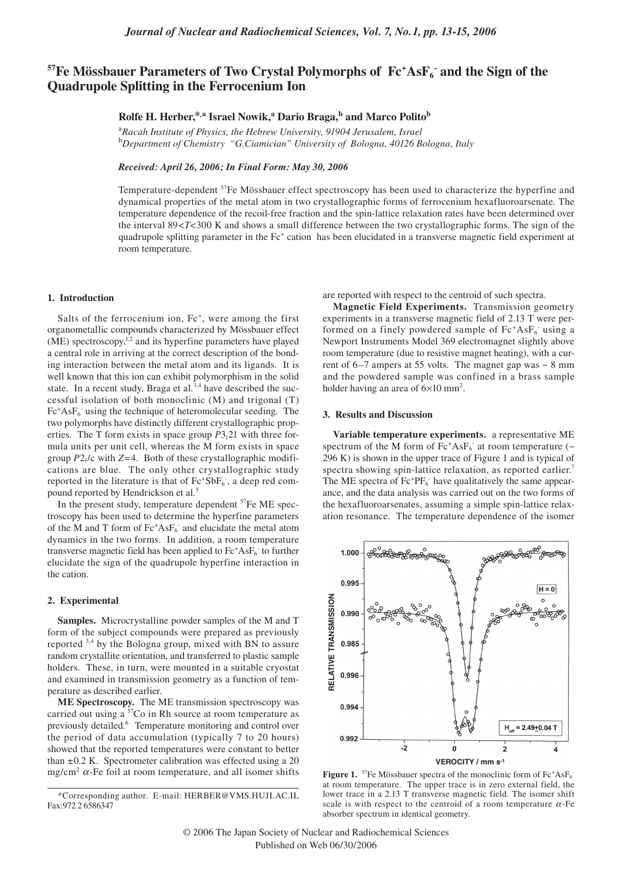# $^{57}$Fe Mössbauer Parameters of Two Crystal Polymorphs of $Fc^+AsF_6^-$ and the Sign of the Quadrupole Splitting in the Ferrocenium Ion

**Rolfe H. Herber,[*,a] Israel Nowik,[a] Dario Braga,[b] and Marco Polito[b]**

[a]*Racah Institute of Physics, the Hebrew University, 91904 Jerusalem, Israel*
[b]*Department of Chemistry "G.Ciamician" University of Bologna, 40126 Bologna, Italy*

*Received: April 26, 2006; In Final Form: May 30, 2006*

Temperature-dependent $^{57}$Fe Mössbauer effect spectroscopy has been used to characterize the hyperfine and dynamical properties of the metal atom in two crystallographic forms of ferrocenium hexafluoroarsenate. The temperature dependence of the recoil-free fraction and the spin-lattice relaxation rates have been determined over the interval $89<T<300$ K and shows a small difference between the two crystallographic forms. The sign of the quadrupole splitting parameter in the $Fc^+$ cation has been elucidated in a transverse magnetic field experiment at room temperature.

## 1. Introduction

Salts of the ferrocenium ion, $Fc^+$, were among the first organometallic compounds characterized by Mössbauer effect (ME) spectroscopy,[1,2] and its hyperfine parameters have played a central role in arriving at the correct description of the bonding interaction between the metal atom and its ligands. It is well known that this ion can exhibit polymorphism in the solid state. In a recent study, Braga et al.[3,4] have described the successful isolation of both monoclinic (M) and trigonal (T) $Fc^+AsF_6^-$ using the technique of heteromolecular seeding. The two polymorphs have distinctly different crystallographic properties. The T form exists in space group $P3_121$ with three formula units per unit cell, whereas the M form exists in space group $P2_1/c$ with $Z=4$. Both of these crystallographic modifications are blue. The only other crystallographic study reported in the literature is that of $Fc^+SbF_6^-$, a deep red compound reported by Hendrickson et al.[5]

In the present study, temperature dependent $^{57}$Fe ME spectroscopy has been used to determine the hyperfine parameters of the M and T form of $Fc^+AsF_6^-$ and elucidate the metal atom dynamics in the two forms. In addition, a room temperature transverse magnetic field has been applied to $Fc^+AsF_6^-$ to further elucidate the sign of the quadrupole hyperfine interaction in the cation.

## 2. Experimental

**Samples.** Microcrystalline powder samples of the M and T form of the subject compounds were prepared as previously reported [3,4] by the Bologna group, mixed with BN to assure random crystallite orientation, and transferred to plastic sample holders. These, in turn, were mounted in a suitable cryostat and examined in transmission geometry as a function of temperature as described earlier.

**ME Spectroscopy.** The ME transmission spectroscopy was carried out using a $^{57}$Co in Rh source at room temperature as previously detailed.[6] Temperature monitoring and control over the period of data accumulation (typically 7 to 20 hours) showed that the reported temperatures were constant to better than ±0.2 K. Spectrometer calibration was effected using a 20 mg/cm$^2$ $\alpha$-Fe foil at room temperature, and all isomer shifts are reported with respect to the centroid of such spectra.

**Magnetic Field Experiments.** Transmission geometry experiments in a transverse magnetic field of 2.13 T were performed on a finely powdered sample of $Fc^+AsF_6^-$ using a Newport Instruments Model 369 electromagnet slightly above room temperature (due to resistive magnet heating), with a current of 6–7 ampers at 55 volts. The magnet gap was ~ 8 mm and the powdered sample was confined in a brass sample holder having an area of 6×10 mm$^2$.

## 3. Results and Discussion

**Variable temperature experiments.** a representative ME spectrum of the M form of $Fc^+AsF_6^-$ at room temperature (~ 296 K) is shown in the upper trace of Figure 1 and is typical of spectra showing spin-lattice relaxation, as reported earlier.[7] The ME spectra of $Fc^+PF_6^-$ have qualitatively the same appearance, and the data analysis was carried out on the two forms of the hexafluoroarsenates, assuming a simple spin-lattice relaxation resonance. The temperature dependence of the isomer

**Figure 1.** $^{57}$Fe Mössbauer spectra of the monoclinic form of $Fc^+AsF_6^-$ at room temperature. The upper trace is in zero external field, the lower trace in a 2.13 T transverse magnetic field. The isomer shift scale is with respect to the centroid of a room temperature $\alpha$-Fe absorber spectrum in identical geometry.

*Corresponding author. E-mail: HERBER@VMS.HUJI.AC.IL Fax:972 2 6586347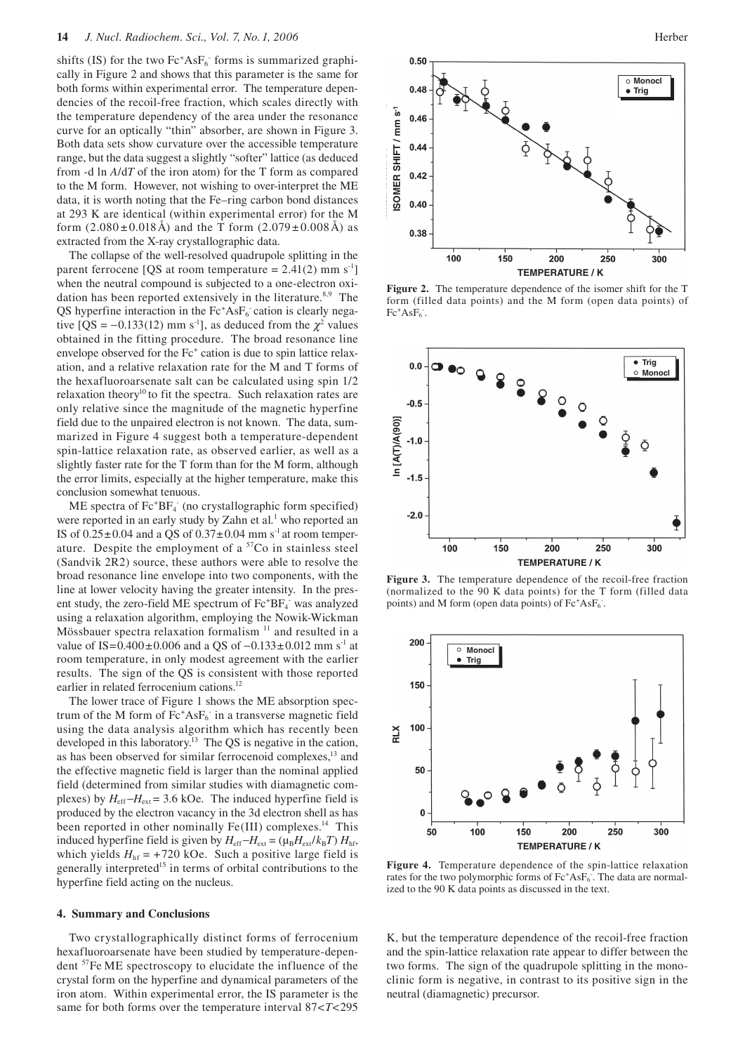shifts (IS) for the two $Fc^+AsF_6^-$ forms is summarized graphically in Figure 2 and shows that this parameter is the same for both forms within experimental error. The temperature dependencies of the recoil-free fraction, which scales directly with the temperature dependency of the area under the resonance curve for an optically "thin" absorber, are shown in Figure 3. Both data sets show curvature over the accessible temperature range, but the data suggest a slightly "softer" lattice (as deduced from $-\mathrm{d}\ln A/\mathrm{d}T$ of the iron atom) for the T form as compared to the M form. However, not wishing to over-interpret the ME data, it is worth noting that the Fe–ring carbon bond distances at 293 K are identical (within experimental error) for the M form (2.080 ± 0.018 Å) and the T form (2.079 ± 0.008 Å) as extracted from the X-ray crystallographic data.

The collapse of the well-resolved quadrupole splitting in the parent ferrocene [QS at room temperature = 2.41(2) mm $s^{-1}$] when the neutral compound is subjected to a one-electron oxidation has been reported extensively in the literature.[8,9] The QS hyperfine interaction in the $Fc^+AsF_6^-$ cation is clearly negative [QS = −0.133(12) mm $s^{-1}$], as deduced from the $\chi^2$ values obtained in the fitting procedure. The broad resonance line envelope observed for the $Fc^+$ cation is due to spin lattice relaxation, and a relative relaxation rate for the M and T forms of the hexafluoroarsenate salt can be calculated using spin 1/2 relaxation theory[10] to fit the spectra. Such relaxation rates are only relative since the magnitude of the magnetic hyperfine field due to the unpaired electron is not known. The data, summarized in Figure 4 suggest both a temperature-dependent spin-lattice relaxation rate, as observed earlier, as well as a slightly faster rate for the T form than for the M form, although the error limits, especially at the higher temperature, make this conclusion somewhat tenuous.

ME spectra of $Fc^+BF_4^-$ (no crystallographic form specified) were reported in an early study by Zahn et al.[1] who reported an IS of 0.25 ± 0.04 and a QS of 0.37 ± 0.04 mm $s^{-1}$ at room temperature. Despite the employment of a $^{57}$Co in stainless steel (Sandvik 2R2) source, these authors were able to resolve the broad resonance line envelope into two components, with the line at lower velocity having the greater intensity. In the present study, the zero-field ME spectrum of $Fc^+BF_4^-$ was analyzed using a relaxation algorithm, employing the Nowik-Wickman Mössbauer spectra relaxation formalism [11] and resulted in a value of IS = 0.400 ± 0.006 and a QS of −0.133 ± 0.012 mm $s^{-1}$ at room temperature, in only modest agreement with the earlier results. The sign of the QS is consistent with those reported earlier in related ferrocenium cations.[12]

The lower trace of Figure 1 shows the ME absorption spectrum of the M form of $Fc^+AsF_6^-$ in a transverse magnetic field using the data analysis algorithm which has recently been developed in this laboratory.[13] The QS is negative in the cation, as has been observed for similar ferrocenoid complexes,[13] and the effective magnetic field is larger than the nominal applied field (determined from similar studies with diamagnetic complexes) by $H_{\mathrm{eff}}-H_{\mathrm{ext}} = 3.6$ kOe. The induced hyperfine field is produced by the electron vacancy in the 3d electron shell as has been reported in other nominally Fe(III) complexes.[14] This induced hyperfine field is given by $H_{\mathrm{eff}}-H_{\mathrm{ext}} = (\mu_B H_{\mathrm{ext}}/k_B T)\, H_{\mathrm{hf}}$, which yields $H_{\mathrm{hf}} = +720$ kOe. Such a positive large field is generally interpreted[15] in terms of orbital contributions to the hyperfine field acting on the nucleus.

## 4. Summary and Conclusions

Two crystallographically distinct forms of ferrocenium hexafluoroarsenate have been studied by temperature-dependent $^{57}$Fe ME spectroscopy to elucidate the influence of the crystal form on the hyperfine and dynamical parameters of the iron atom. Within experimental error, the IS parameter is the same for both forms over the temperature interval $87 < T < 295$ K, but the temperature dependence of the recoil-free fraction and the spin-lattice relaxation rate appear to differ between the two forms. The sign of the quadrupole splitting in the monoclinic form is negative, in contrast to its positive sign in the neutral (diamagnetic) precursor.

**Figure 2.** The temperature dependence of the isomer shift for the T form (filled data points) and the M form (open data points) of $Fc^+AsF_6^-$.

**Figure 3.** The temperature dependence of the recoil-free fraction (normalized to the 90 K data points) for the T form (filled data points) and M form (open data points) of $Fc^+AsF_6^-$.

**Figure 4.** Temperature dependence of the spin-lattice relaxation rates for the two polymorphic forms of $Fc^+AsF_6^-$. The data are normalized to the 90 K data points as discussed in the text.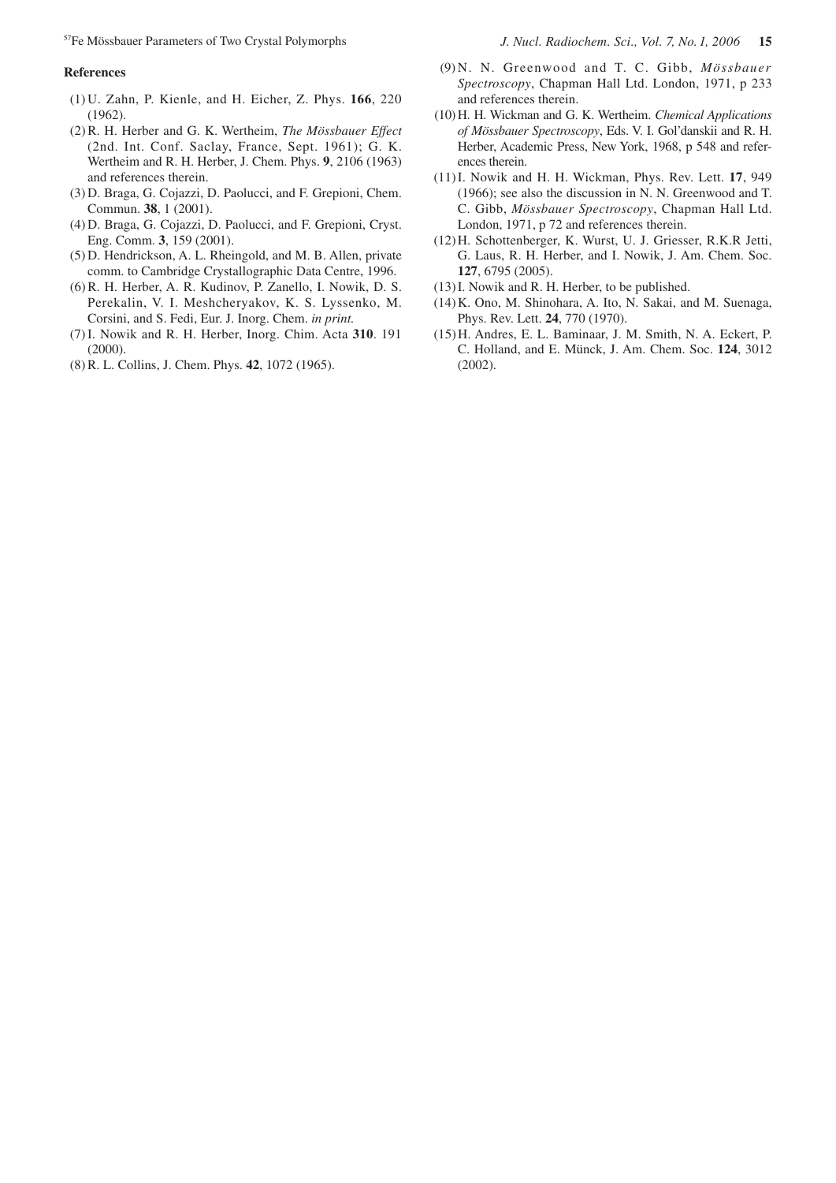### References

(1) U. Zahn, P. Kienle, and H. Eicher, Z. Phys. **166**, 220 (1962).

(2) R. H. Herber and G. K. Wertheim, *The Mössbauer Effect* (2nd. Int. Conf. Saclay, France, Sept. 1961); G. K. Wertheim and R. H. Herber, J. Chem. Phys. **9**, 2106 (1963) and references therein.

(3) D. Braga, G. Cojazzi, D. Paolucci, and F. Grepioni, Chem. Commun. **38**, 1 (2001).

(4) D. Braga, G. Cojazzi, D. Paolucci, and F. Grepioni, Cryst. Eng. Comm. **3**, 159 (2001).

(5) D. Hendrickson, A. L. Rheingold, and M. B. Allen, private comm. to Cambridge Crystallographic Data Centre, 1996.

(6) R. H. Herber, A. R. Kudinov, P. Zanello, I. Nowik, D. S. Perekalin, V. I. Meshcheryakov, K. S. Lyssenko, M. Corsini, and S. Fedi, Eur. J. Inorg. Chem. *in print.*

(7) I. Nowik and R. H. Herber, Inorg. Chim. Acta **310**. 191 (2000).

(8) R. L. Collins, J. Chem. Phys. **42**, 1072 (1965).

(9) N. N. Greenwood and T. C. Gibb, *Mössbauer Spectroscopy*, Chapman Hall Ltd. London, 1971, p 233 and references therein.

(10) H. H. Wickman and G. K. Wertheim. *Chemical Applications of Mössbauer Spectroscopy*, Eds. V. I. Gol'danskii and R. H. Herber, Academic Press, New York, 1968, p 548 and references therein.

(11) I. Nowik and H. H. Wickman, Phys. Rev. Lett. **17**, 949 (1966); see also the discussion in N. N. Greenwood and T. C. Gibb, *Mössbauer Spectroscopy*, Chapman Hall Ltd. London, 1971, p 72 and references therein.

(12) H. Schottenberger, K. Wurst, U. J. Griesser, R.K.R Jetti, G. Laus, R. H. Herber, and I. Nowik, J. Am. Chem. Soc. **127**, 6795 (2005).

(13) I. Nowik and R. H. Herber, to be published.

(14) K. Ono, M. Shinohara, A. Ito, N. Sakai, and M. Suenaga, Phys. Rev. Lett. **24**, 770 (1970).

(15) H. Andres, E. L. Baminaar, J. M. Smith, N. A. Eckert, P. C. Holland, and E. Münck, J. Am. Chem. Soc. **124**, 3012 (2002).